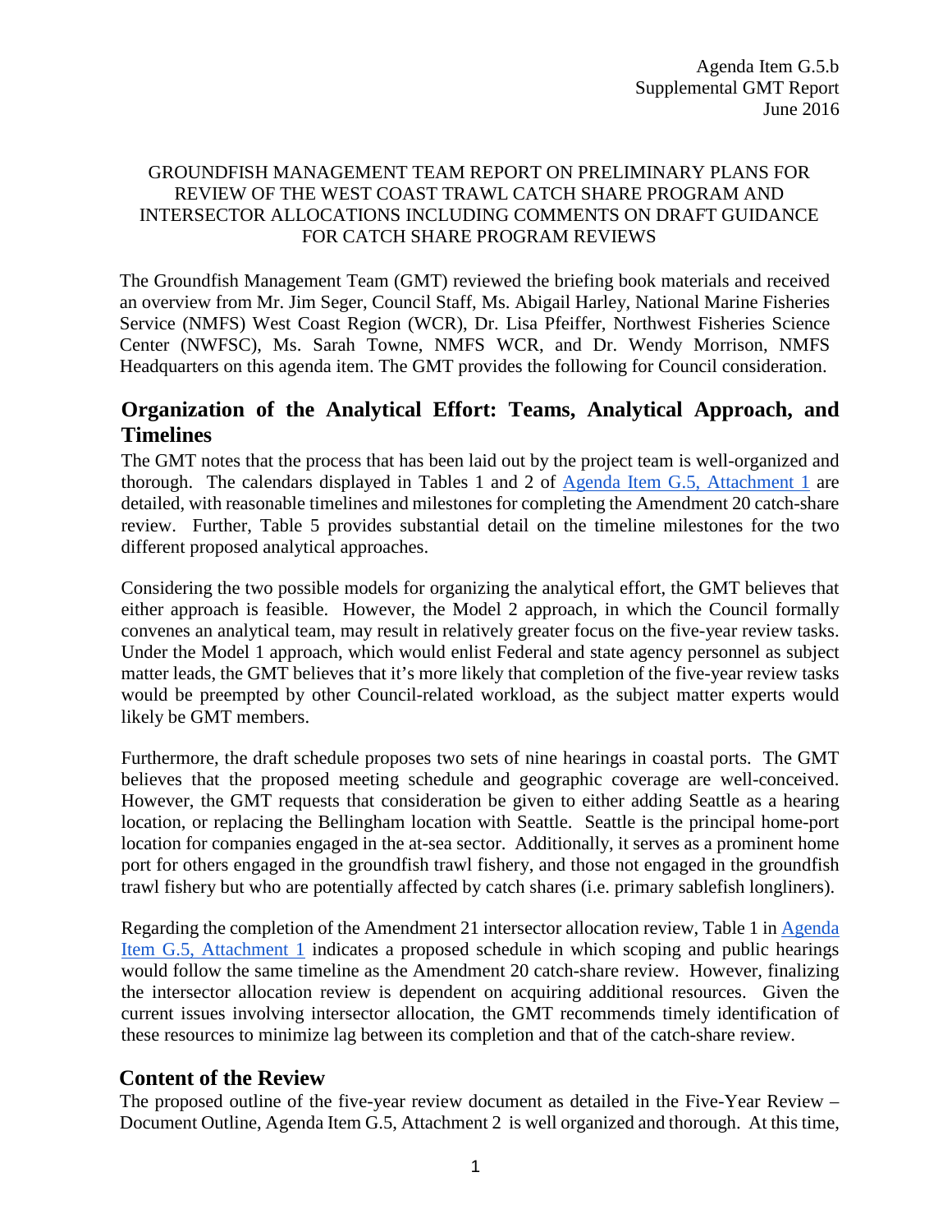Agenda Item G.5.b
Supplemental GMT Report
June 2016

GROUNDFISH MANAGEMENT TEAM REPORT ON PRELIMINARY PLANS FOR REVIEW OF THE WEST COAST TRAWL CATCH SHARE PROGRAM AND INTERSECTOR ALLOCATIONS INCLUDING COMMENTS ON DRAFT GUIDANCE FOR CATCH SHARE PROGRAM REVIEWS

The Groundfish Management Team (GMT) reviewed the briefing book materials and received an overview from Mr. Jim Seger, Council Staff, Ms. Abigail Harley, National Marine Fisheries Service (NMFS) West Coast Region (WCR), Dr. Lisa Pfeiffer, Northwest Fisheries Science Center (NWFSC), Ms. Sarah Towne, NMFS WCR, and Dr. Wendy Morrison, NMFS Headquarters on this agenda item. The GMT provides the following for Council consideration.

## Organization of the Analytical Effort: Teams, Analytical Approach, and Timelines

The GMT notes that the process that has been laid out by the project team is well-organized and thorough. The calendars displayed in Tables 1 and 2 of Agenda Item G.5, Attachment 1 are detailed, with reasonable timelines and milestones for completing the Amendment 20 catch-share review. Further, Table 5 provides substantial detail on the timeline milestones for the two different proposed analytical approaches.

Considering the two possible models for organizing the analytical effort, the GMT believes that either approach is feasible. However, the Model 2 approach, in which the Council formally convenes an analytical team, may result in relatively greater focus on the five-year review tasks. Under the Model 1 approach, which would enlist Federal and state agency personnel as subject matter leads, the GMT believes that it's more likely that completion of the five-year review tasks would be preempted by other Council-related workload, as the subject matter experts would likely be GMT members.

Furthermore, the draft schedule proposes two sets of nine hearings in coastal ports. The GMT believes that the proposed meeting schedule and geographic coverage are well-conceived. However, the GMT requests that consideration be given to either adding Seattle as a hearing location, or replacing the Bellingham location with Seattle. Seattle is the principal home-port location for companies engaged in the at-sea sector. Additionally, it serves as a prominent home port for others engaged in the groundfish trawl fishery, and those not engaged in the groundfish trawl fishery but who are potentially affected by catch shares (i.e. primary sablefish longliners).

Regarding the completion of the Amendment 21 intersector allocation review, Table 1 in Agenda Item G.5, Attachment 1 indicates a proposed schedule in which scoping and public hearings would follow the same timeline as the Amendment 20 catch-share review. However, finalizing the intersector allocation review is dependent on acquiring additional resources. Given the current issues involving intersector allocation, the GMT recommends timely identification of these resources to minimize lag between its completion and that of the catch-share review.

## Content of the Review

The proposed outline of the five-year review document as detailed in the Five-Year Review – Document Outline, Agenda Item G.5, Attachment 2 is well organized and thorough. At this time,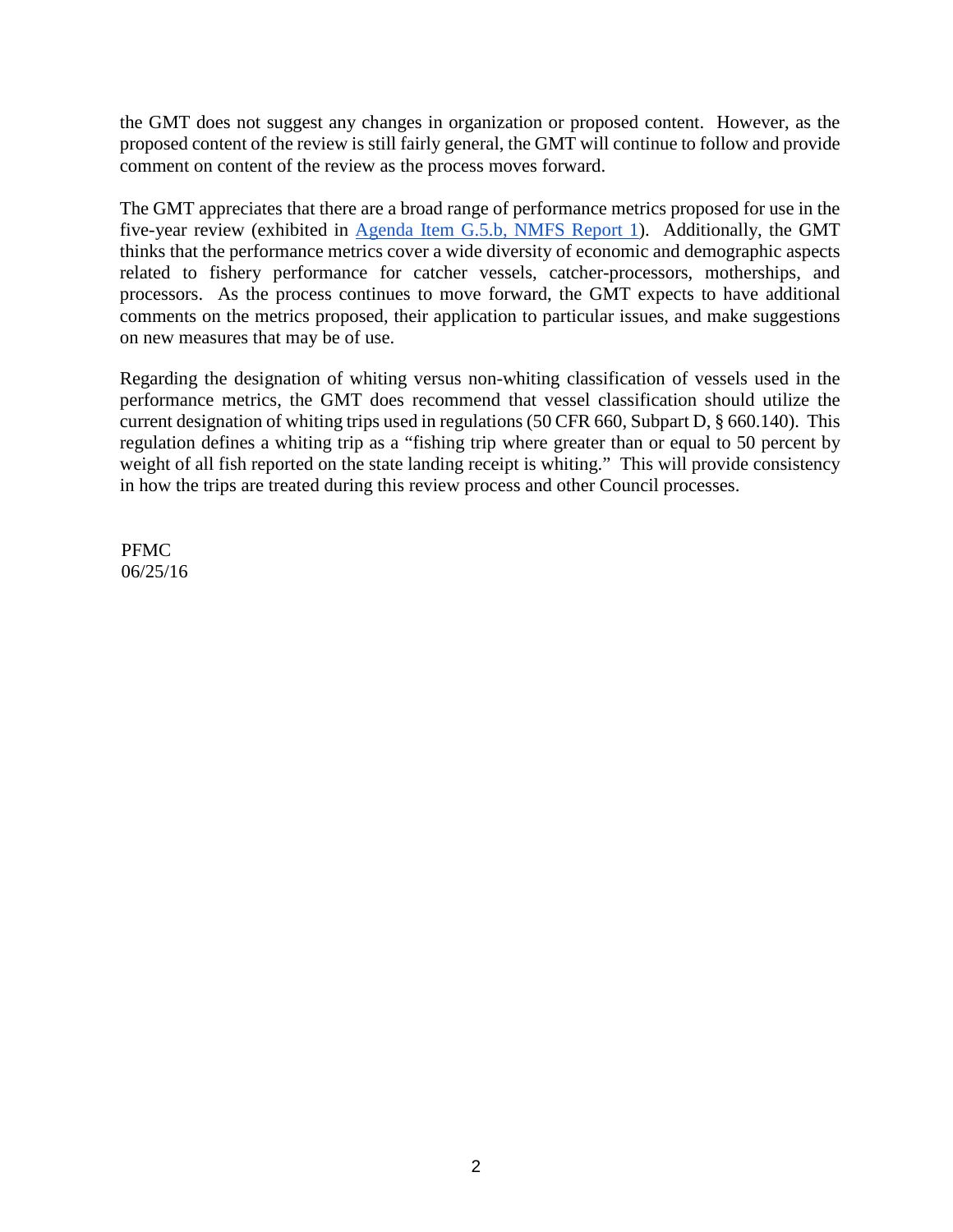the GMT does not suggest any changes in organization or proposed content. However, as the proposed content of the review is still fairly general, the GMT will continue to follow and provide comment on content of the review as the process moves forward.

The GMT appreciates that there are a broad range of performance metrics proposed for use in the five-year review (exhibited in Agenda Item G.5.b, NMFS Report 1). Additionally, the GMT thinks that the performance metrics cover a wide diversity of economic and demographic aspects related to fishery performance for catcher vessels, catcher-processors, motherships, and processors. As the process continues to move forward, the GMT expects to have additional comments on the metrics proposed, their application to particular issues, and make suggestions on new measures that may be of use.

Regarding the designation of whiting versus non-whiting classification of vessels used in the performance metrics, the GMT does recommend that vessel classification should utilize the current designation of whiting trips used in regulations (50 CFR 660, Subpart D, § 660.140). This regulation defines a whiting trip as a "fishing trip where greater than or equal to 50 percent by weight of all fish reported on the state landing receipt is whiting." This will provide consistency in how the trips are treated during this review process and other Council processes.

PFMC
06/25/16